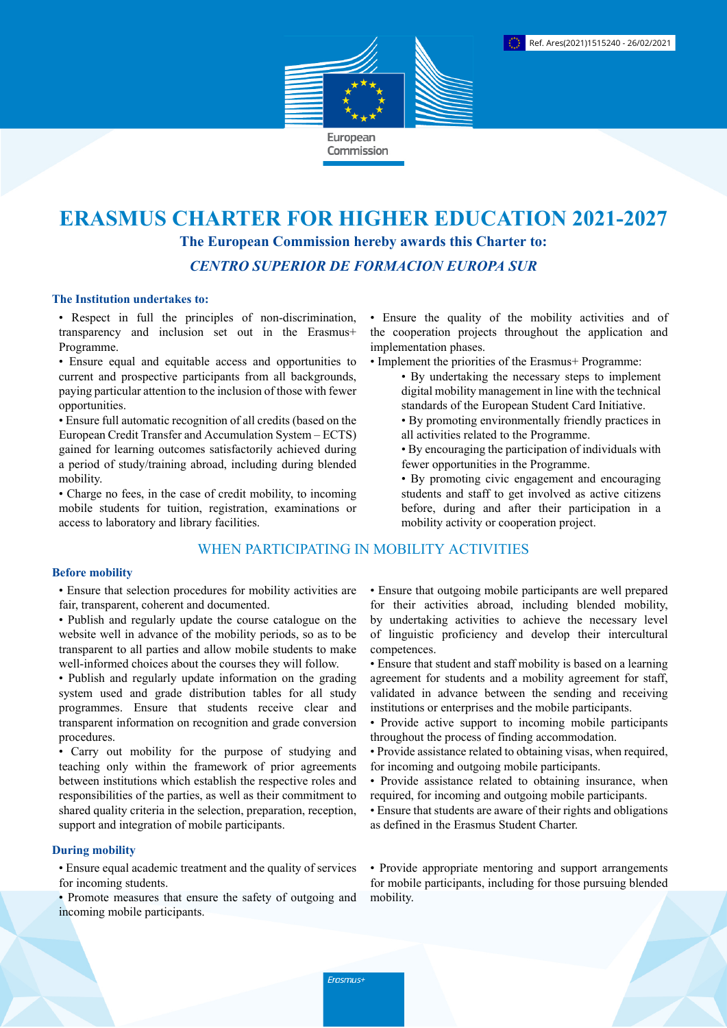Ref. Ares(2021)1515240 - 26/02/2021

European Commission

# ERASMUS CHARTER FOR HIGHER EDUCATION 2021-2027

**The European Commission hereby awards this Charter to:**

***CENTRO SUPERIOR DE FORMACION EUROPA SUR***

**The Institution undertakes to:**

- Respect in full the principles of non-discrimination, transparency and inclusion set out in the Erasmus+ Programme.
- Ensure equal and equitable access and opportunities to current and prospective participants from all backgrounds, paying particular attention to the inclusion of those with fewer opportunities.
- Ensure full automatic recognition of all credits (based on the European Credit Transfer and Accumulation System – ECTS) gained for learning outcomes satisfactorily achieved during a period of study/training abroad, including during blended mobility.
- Charge no fees, in the case of credit mobility, to incoming mobile students for tuition, registration, examinations or access to laboratory and library facilities.
- Ensure the quality of the mobility activities and of the cooperation projects throughout the application and implementation phases.
- Implement the priorities of the Erasmus+ Programme:
  - By undertaking the necessary steps to implement digital mobility management in line with the technical standards of the European Student Card Initiative.
  - By promoting environmentally friendly practices in all activities related to the Programme.
  - By encouraging the participation of individuals with fewer opportunities in the Programme.
  - By promoting civic engagement and encouraging students and staff to get involved as active citizens before, during and after their participation in a mobility activity or cooperation project.

## WHEN PARTICIPATING IN MOBILITY ACTIVITIES

**Before mobility**

- Ensure that selection procedures for mobility activities are fair, transparent, coherent and documented.
- Publish and regularly update the course catalogue on the website well in advance of the mobility periods, so as to be transparent to all parties and allow mobile students to make well-informed choices about the courses they will follow.
- Publish and regularly update information on the grading system used and grade distribution tables for all study programmes. Ensure that students receive clear and transparent information on recognition and grade conversion procedures.
- Carry out mobility for the purpose of studying and teaching only within the framework of prior agreements between institutions which establish the respective roles and responsibilities of the parties, as well as their commitment to shared quality criteria in the selection, preparation, reception, support and integration of mobile participants.
- Ensure that outgoing mobile participants are well prepared for their activities abroad, including blended mobility, by undertaking activities to achieve the necessary level of linguistic proficiency and develop their intercultural competences.
- Ensure that student and staff mobility is based on a learning agreement for students and a mobility agreement for staff, validated in advance between the sending and receiving institutions or enterprises and the mobile participants.
- Provide active support to incoming mobile participants throughout the process of finding accommodation.
- Provide assistance related to obtaining visas, when required, for incoming and outgoing mobile participants.
- Provide assistance related to obtaining insurance, when required, for incoming and outgoing mobile participants.
- Ensure that students are aware of their rights and obligations as defined in the Erasmus Student Charter.

**During mobility**

- Ensure equal academic treatment and the quality of services for incoming students.
- Promote measures that ensure the safety of outgoing and incoming mobile participants.
- Provide appropriate mentoring and support arrangements for mobile participants, including for those pursuing blended mobility.

Erasmus+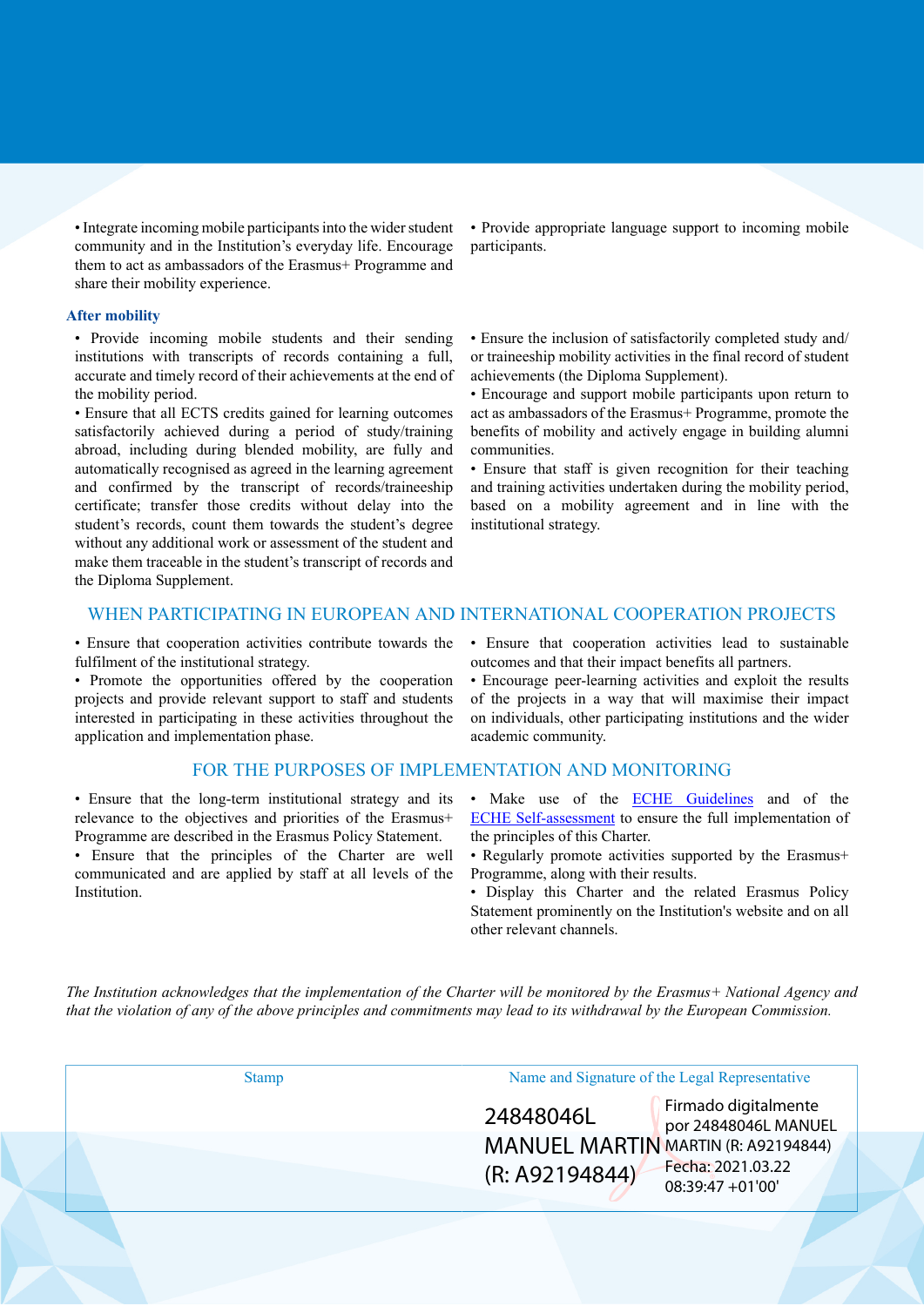- Integrate incoming mobile participants into the wider student community and in the Institution's everyday life. Encourage them to act as ambassadors of the Erasmus+ Programme and share their mobility experience.
- Provide appropriate language support to incoming mobile participants.

### After mobility

- Provide incoming mobile students and their sending institutions with transcripts of records containing a full, accurate and timely record of their achievements at the end of the mobility period.
- Ensure that all ECTS credits gained for learning outcomes satisfactorily achieved during a period of study/training abroad, including during blended mobility, are fully and automatically recognised as agreed in the learning agreement and confirmed by the transcript of records/traineeship certificate; transfer those credits without delay into the student's records, count them towards the student's degree without any additional work or assessment of the student and make them traceable in the student's transcript of records and the Diploma Supplement.
- Ensure the inclusion of satisfactorily completed study and/or traineeship mobility activities in the final record of student achievements (the Diploma Supplement).
- Encourage and support mobile participants upon return to act as ambassadors of the Erasmus+ Programme, promote the benefits of mobility and actively engage in building alumni communities.
- Ensure that staff is given recognition for their teaching and training activities undertaken during the mobility period, based on a mobility agreement and in line with the institutional strategy.

## WHEN PARTICIPATING IN EUROPEAN AND INTERNATIONAL COOPERATION PROJECTS

- Ensure that cooperation activities contribute towards the fulfilment of the institutional strategy.
- Promote the opportunities offered by the cooperation projects and provide relevant support to staff and students interested in participating in these activities throughout the application and implementation phase.
- Ensure that cooperation activities lead to sustainable outcomes and that their impact benefits all partners.
- Encourage peer-learning activities and exploit the results of the projects in a way that will maximise their impact on individuals, other participating institutions and the wider academic community.

## FOR THE PURPOSES OF IMPLEMENTATION AND MONITORING

- Ensure that the long-term institutional strategy and its relevance to the objectives and priorities of the Erasmus+ Programme are described in the Erasmus Policy Statement.
- Ensure that the principles of the Charter are well communicated and are applied by staff at all levels of the Institution.
- Make use of the ECHE Guidelines and of the ECHE Self-assessment to ensure the full implementation of the principles of this Charter.
- Regularly promote activities supported by the Erasmus+ Programme, along with their results.
- Display this Charter and the related Erasmus Policy Statement prominently on the Institution's website and on all other relevant channels.

*The Institution acknowledges that the implementation of the Charter will be monitored by the Erasmus+ National Agency and that the violation of any of the above principles and commitments may lead to its withdrawal by the European Commission.*

| Stamp | Name and Signature of the Legal Representative |
| --- | --- |
| | 24848046L MANUEL MARTIN (R: A92194844) Firmado digitalmente por 24848046L MANUEL MARTIN (R: A92194844) Fecha: 2021.03.22 08:39:47 +01'00' |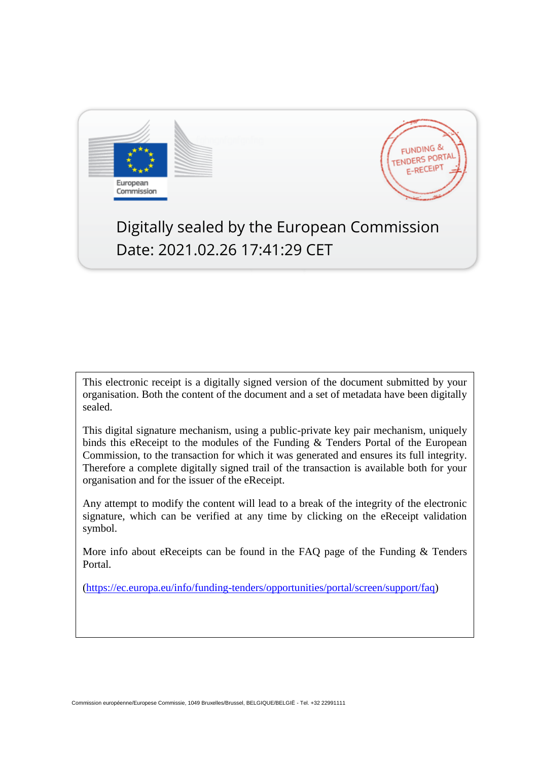European Commission

FUNDING & TENDERS PORTAL E-RECEIPT

Digitally sealed by the European Commission
Date: 2021.02.26 17:41:29 CET

This electronic receipt is a digitally signed version of the document submitted by your organisation. Both the content of the document and a set of metadata have been digitally sealed.

This digital signature mechanism, using a public-private key pair mechanism, uniquely binds this eReceipt to the modules of the Funding & Tenders Portal of the European Commission, to the transaction for which it was generated and ensures its full integrity. Therefore a complete digitally signed trail of the transaction is available both for your organisation and for the issuer of the eReceipt.

Any attempt to modify the content will lead to a break of the integrity of the electronic signature, which can be verified at any time by clicking on the eReceipt validation symbol.

More info about eReceipts can be found in the FAQ page of the Funding & Tenders Portal.

(https://ec.europa.eu/info/funding-tenders/opportunities/portal/screen/support/faq)

Commission européenne/Europese Commissie, 1049 Bruxelles/Brussel, BELGIQUE/BELGIË - Tel. +32 22991111